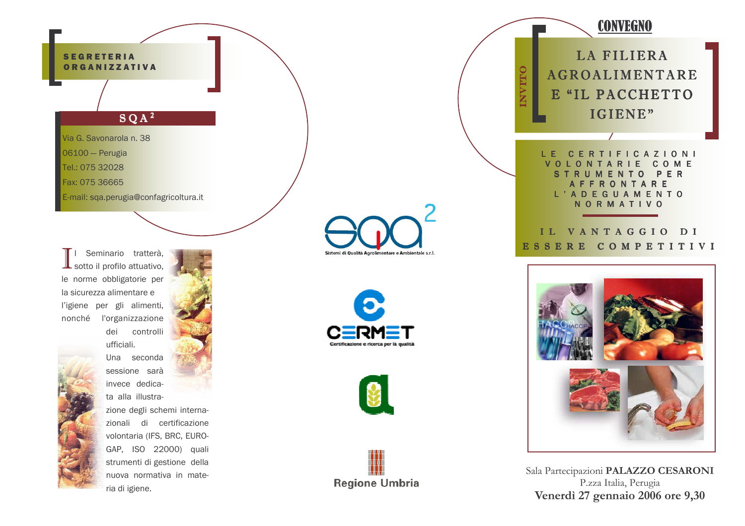## SEGRETERIA ORGANIZZATIVA

**SQA²**

Via G. Savonarola n. 38
06100 — Perugia
Tel.: 075 32028
Fax: 075 36665
E-mail: sqa.perugia@confagricoltura.it

Il Seminario tratterà, sotto il profilo attuativo, le norme obbligatorie per la sicurezza alimentare e l'igiene per gli alimenti, nonché l'organizzazione dei controlli ufficiali.
Una seconda sessione sarà invece dedicata alla illustrazione degli schemi internazionali di certificazione volontaria (IFS, BRC, EUROGAP, ISO 22000) quali strumenti di gestione della nuova normativa in materia di igiene.

SQA² Sistemi di Qualità Agroalimentare e Ambientale s.r.l.

CERMET Certificazione e ricerca per la qualità

Regione Umbria

INVITO

## CONVEGNO

# LA FILIERA AGROALIMENTARE E "IL PACCHETTO IGIENE"

LE CERTIFICAZIONI VOLONTARIE COME STRUMENTO PER AFFRONTARE L'ADEGUAMENTO NORMATIVO

IL VANTAGGIO DI ESSERE COMPETITIVI

Sala Partecipazioni **PALAZZO CESARONI**
P.zza Italia, Perugia
**Venerdì 27 gennaio 2006 ore 9,30**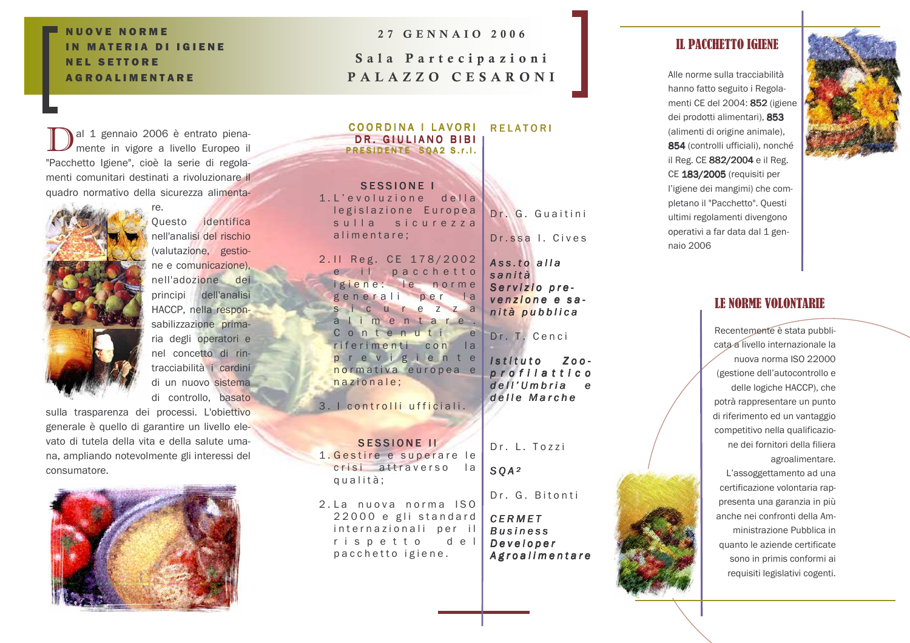# NUOVE NORME IN MATERIA DI IGIENE NEL SETTORE AGROALIMENTARE

**27 GENNAIO 2006**

**Sala Partecipazioni**
**PALAZZO CESARONI**

Dal 1 gennaio 2006 è entrato pienamente in vigore a livello Europeo il "Pacchetto Igiene", cioè la serie di regolamenti comunitari destinati a rivoluzionare il quadro normativo della sicurezza alimentare.

Questo identifica nell'analisi del rischio (valutazione, gestione e comunicazione), nell'adozione dei principi dell'analisi HACCP, nella responsabilizzazione primaria degli operatori e nel concetto di rintracciabilità i cardini di un nuovo sistema di controllo, basato sulla trasparenza dei processi. L'obiettivo generale è quello di garantire un livello elevato di tutela della vita e della salute umana, ampliando notevolmente gli interessi del consumatore.

## COORDINA I LAVORI

**DR. GIULIANO BIBI**
**PRESIDENTE SQA2 S.r.l.**

## RELATORI

### SESSIONE I

1. L'evoluzione della legislazione Europea sulla sicurezza alimentare;
   — Dr. G. Guaitini
   — Dr.ssa I. Cives, *Ass.to alla sanità Servizio prevenzione e sanità pubblica*
2. Il Reg. CE 178/2002 e il pacchetto igiene: le norme generali per la sicurezza alimentare. Contenuti e riferimenti con la previgiente normativa europea e nazionale;
   — Dr. T. Cenci, *Istituto Zooprofilattico dell'Umbria e delle Marche*
3. I controlli ufficiali.

### SESSIONE II

1. Gestire e superare le crisi attraverso la qualità;
   — Dr. L. Tozzi, *SQA²*
2. La nuova norma ISO 22000 e gli standard internazionali per il rispetto del pacchetto igiene.
   — Dr. G. Bitonti, *CERMET Business Developer Agroalimentare*

## IL PACCHETTO IGIENE

Alle norme sulla tracciabilità hanno fatto seguito i Regolamenti CE del 2004: **852** (igiene dei prodotti alimentari), **853** (alimenti di origine animale), **854** (controlli ufficiali), nonché il Reg. CE **882/2004** e il Reg. CE **183/2005** (requisiti per l'igiene dei mangimi) che completano il "Pacchetto". Questi ultimi regolamenti divengono operativi a far data dal 1 gennaio 2006

## LE NORME VOLONTARIE

Recentemente è stata pubblicata a livello internazionale la nuova norma ISO 22000 (gestione dell'autocontrollo e delle logiche HACCP), che potrà rappresentare un punto di riferimento ed un vantaggio competitivo nella qualificazione dei fornitori della filiera agroalimentare.

L'assoggettamento ad una certificazione volontaria rappresenta una garanzia in più anche nei confronti della Amministrazione Pubblica in quanto le aziende certificate sono in primis conformi ai requisiti legislativi cogenti.